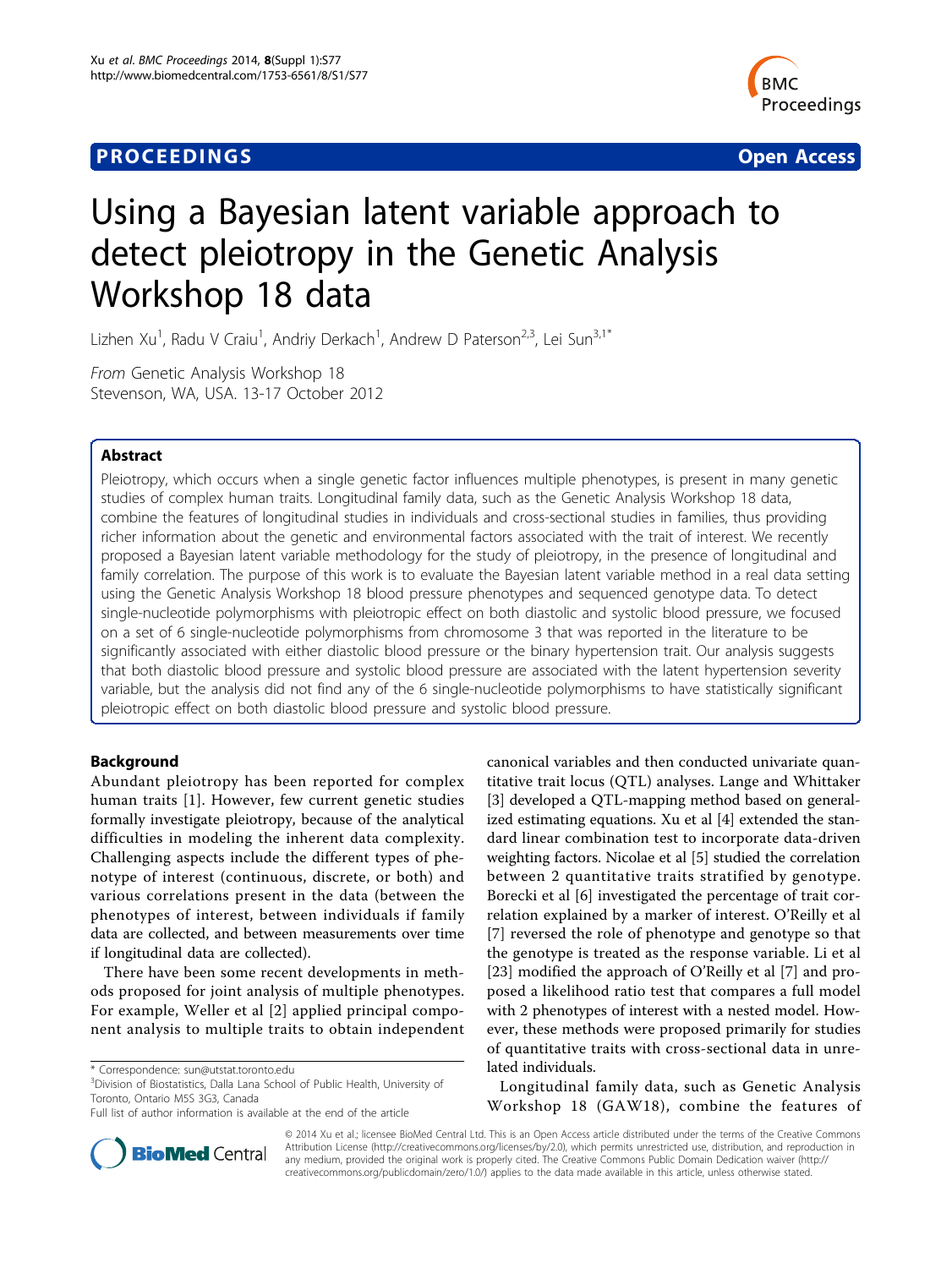**PROCEEDINGS** **Open Access**

# Using a Bayesian latent variable approach to detect pleiotropy in the Genetic Analysis Workshop 18 data

Lizhen Xu[1], Radu V Craiu[1], Andriy Derkach[1], Andrew D Paterson[2,3], Lei Sun[3,1*]

*From* Genetic Analysis Workshop 18
Stevenson, WA, USA. 13-17 October 2012

## Abstract

Pleiotropy, which occurs when a single genetic factor influences multiple phenotypes, is present in many genetic studies of complex human traits. Longitudinal family data, such as the Genetic Analysis Workshop 18 data, combine the features of longitudinal studies in individuals and cross-sectional studies in families, thus providing richer information about the genetic and environmental factors associated with the trait of interest. We recently proposed a Bayesian latent variable methodology for the study of pleiotropy, in the presence of longitudinal and family correlation. The purpose of this work is to evaluate the Bayesian latent variable method in a real data setting using the Genetic Analysis Workshop 18 blood pressure phenotypes and sequenced genotype data. To detect single-nucleotide polymorphisms with pleiotropic effect on both diastolic and systolic blood pressure, we focused on a set of 6 single-nucleotide polymorphisms from chromosome 3 that was reported in the literature to be significantly associated with either diastolic blood pressure or the binary hypertension trait. Our analysis suggests that both diastolic blood pressure and systolic blood pressure are associated with the latent hypertension severity variable, but the analysis did not find any of the 6 single-nucleotide polymorphisms to have statistically significant pleiotropic effect on both diastolic blood pressure and systolic blood pressure.

## Background

Abundant pleiotropy has been reported for complex human traits [1]. However, few current genetic studies formally investigate pleiotropy, because of the analytical difficulties in modeling the inherent data complexity. Challenging aspects include the different types of phenotype of interest (continuous, discrete, or both) and various correlations present in the data (between the phenotypes of interest, between individuals if family data are collected, and between measurements over time if longitudinal data are collected).

There have been some recent developments in methods proposed for joint analysis of multiple phenotypes. For example, Weller et al [2] applied principal component analysis to multiple traits to obtain independent canonical variables and then conducted univariate quantitative trait locus (QTL) analyses. Lange and Whittaker [3] developed a QTL-mapping method based on generalized estimating equations. Xu et al [4] extended the standard linear combination test to incorporate data-driven weighting factors. Nicolae et al [5] studied the correlation between 2 quantitative traits stratified by genotype. Borecki et al [6] investigated the percentage of trait correlation explained by a marker of interest. O'Reilly et al [7] reversed the role of phenotype and genotype so that the genotype is treated as the response variable. Li et al [23] modified the approach of O'Reilly et al [7] and proposed a likelihood ratio test that compares a full model with 2 phenotypes of interest with a nested model. However, these methods were proposed primarily for studies of quantitative traits with cross-sectional data in unrelated individuals.

Longitudinal family data, such as Genetic Analysis Workshop 18 (GAW18), combine the features of

\* Correspondence: sun@utstat.toronto.edu
[3]Division of Biostatistics, Dalla Lana School of Public Health, University of Toronto, Ontario M5S 3G3, Canada
Full list of author information is available at the end of the article

© 2014 Xu et al.; licensee BioMed Central Ltd. This is an Open Access article distributed under the terms of the Creative Commons Attribution License (http://creativecommons.org/licenses/by/2.0), which permits unrestricted use, distribution, and reproduction in any medium, provided the original work is properly cited. The Creative Commons Public Domain Dedication waiver (http://creativecommons.org/publicdomain/zero/1.0/) applies to the data made available in this article, unless otherwise stated.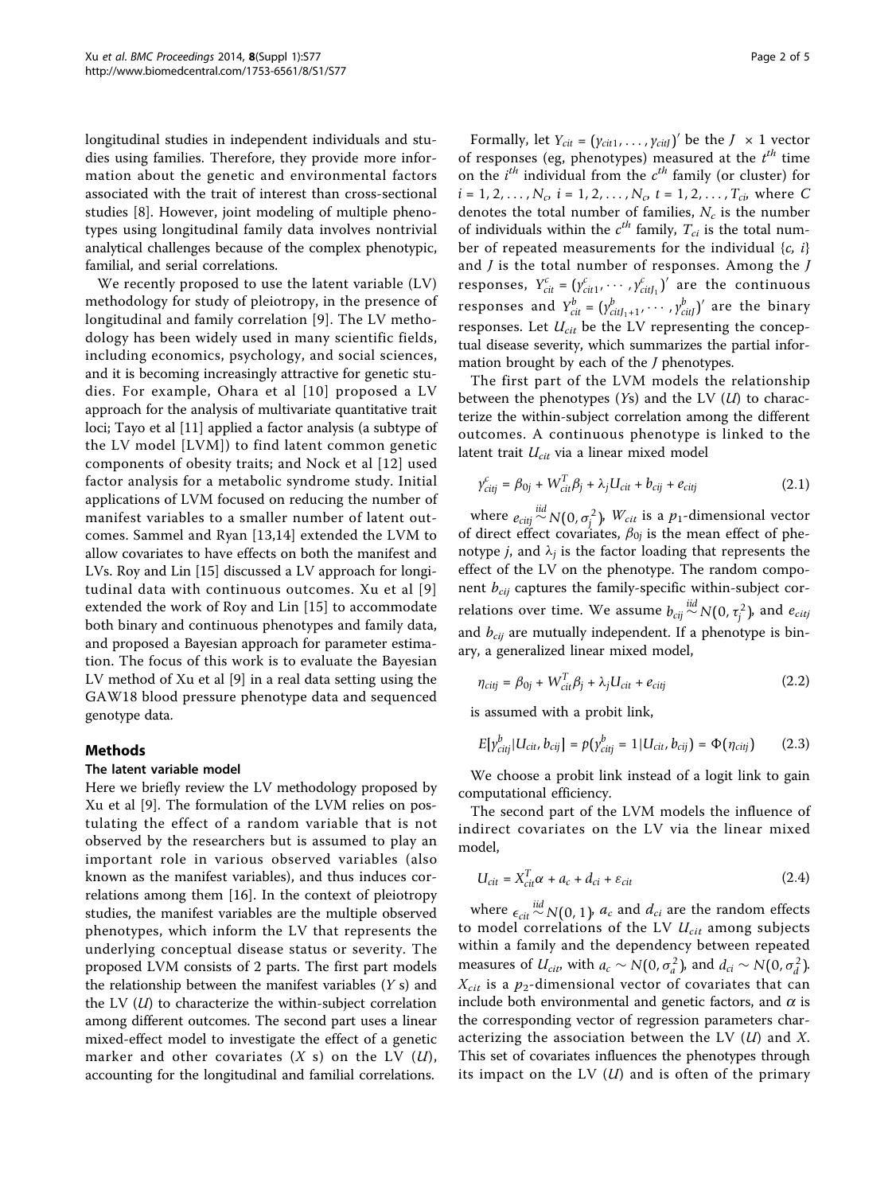longitudinal studies in independent individuals and studies using families. Therefore, they provide more information about the genetic and environmental factors associated with the trait of interest than cross-sectional studies [8]. However, joint modeling of multiple phenotypes using longitudinal family data involves nontrivial analytical challenges because of the complex phenotypic, familial, and serial correlations.

We recently proposed to use the latent variable (LV) methodology for study of pleiotropy, in the presence of longitudinal and family correlation [9]. The LV methodology has been widely used in many scientific fields, including economics, psychology, and social sciences, and it is becoming increasingly attractive for genetic studies. For example, Ohara et al [10] proposed a LV approach for the analysis of multivariate quantitative trait loci; Tayo et al [11] applied a factor analysis (a subtype of the LV model [LVM]) to find latent common genetic components of obesity traits; and Nock et al [12] used factor analysis for a metabolic syndrome study. Initial applications of LVM focused on reducing the number of manifest variables to a smaller number of latent outcomes. Sammel and Ryan [13,14] extended the LVM to allow covariates to have effects on both the manifest and LVs. Roy and Lin [15] discussed a LV approach for longitudinal data with continuous outcomes. Xu et al [9] extended the work of Roy and Lin [15] to accommodate both binary and continuous phenotypes and family data, and proposed a Bayesian approach for parameter estimation. The focus of this work is to evaluate the Bayesian LV method of Xu et al [9] in a real data setting using the GAW18 blood pressure phenotype data and sequenced genotype data.

## Methods

### The latent variable model

Here we briefly review the LV methodology proposed by Xu et al [9]. The formulation of the LVM relies on postulating the effect of a random variable that is not observed by the researchers but is assumed to play an important role in various observed variables (also known as the manifest variables), and thus induces correlations among them [16]. In the context of pleiotropy studies, the manifest variables are the multiple observed phenotypes, which inform the LV that represents the underlying conceptual disease status or severity. The proposed LVM consists of 2 parts. The first part models the relationship between the manifest variables ($Y$ s) and the LV ($U$) to characterize the within-subject correlation among different outcomes. The second part uses a linear mixed-effect model to investigate the effect of a genetic marker and other covariates ($X$ s) on the LV ($U$), accounting for the longitudinal and familial correlations.

Formally, let $Y_{cit} = (y_{cit1}, \ldots, y_{citJ})'$ be the $J \times 1$ vector of responses (eg, phenotypes) measured at the $t^{th}$ time on the $i^{th}$ individual from the $c^{th}$ family (or cluster) for $i = 1, 2, \ldots, N_c$, $i = 1, 2, \ldots, N_c$, $t = 1, 2, \ldots, T_{ci}$, where $C$ denotes the total number of families, $N_c$ is the number of individuals within the $c^{th}$ family, $T_{ci}$ is the total number of repeated measurements for the individual $\{c, i\}$ and $J$ is the total number of responses. Among the $J$ responses, $Y^c_{cit} = (y^c_{cit1}, \cdots, y^c_{citJ_1})'$ are the continuous responses and $Y^b_{cit} = (y^b_{citJ_1+1}, \cdots, y^b_{citJ})'$ are the binary responses. Let $U_{cit}$ be the LV representing the conceptual disease severity, which summarizes the partial information brought by each of the $J$ phenotypes.

The first part of the LVM models the relationship between the phenotypes ($Y$s) and the LV ($U$) to characterize the within-subject correlation among the different outcomes. A continuous phenotype is linked to the latent trait $U_{cit}$ via a linear mixed model

$$y^c_{citj} = \beta_{0j} + W^T_{cit}\beta_j + \lambda_j U_{cit} + b_{cij} + e_{citj} \tag{2.1}$$

where $e_{citj} \overset{iid}{\sim} N(0, \sigma^2_j)$, $W_{cit}$ is a $p_1$-dimensional vector of direct effect covariates, $\beta_{0j}$ is the mean effect of phenotype $j$, and $\lambda_j$ is the factor loading that represents the effect of the LV on the phenotype. The random component $b_{cij}$ captures the family-specific within-subject correlations over time. We assume $b_{cij} \overset{iid}{\sim} N(0, \tau^2_j)$, and $e_{citj}$ and $b_{cij}$ are mutually independent. If a phenotype is binary, a generalized linear mixed model,

$$\eta_{citj} = \beta_{0j} + W^T_{cit}\beta_j + \lambda_j U_{cit} + e_{citj} \tag{2.2}$$

is assumed with a probit link,

$$E[y^b_{citj}|U_{cit}, b_{cij}] = p(y^b_{citj} = 1|U_{cit}, b_{cij}) = \Phi(\eta_{citj}) \tag{2.3}$$

We choose a probit link instead of a logit link to gain computational efficiency.

The second part of the LVM models the influence of indirect covariates on the LV via the linear mixed model,

$$U_{cit} = X^T_{cit}\alpha + a_c + d_{ci} + \varepsilon_{cit} \tag{2.4}$$

where $\epsilon_{cit} \overset{iid}{\sim} N(0, 1)$, $a_c$ and $d_{ci}$ are the random effects to model correlations of the LV $U_{cit}$ among subjects within a family and the dependency between repeated measures of $U_{cit}$, with $a_c \sim N(0, \sigma^2_a)$, and $d_{ci} \sim N(0, \sigma^2_d)$. $X_{cit}$ is a $p_2$-dimensional vector of covariates that can include both environmental and genetic factors, and $\alpha$ is the corresponding vector of regression parameters characterizing the association between the LV ($U$) and $X$. This set of covariates influences the phenotypes through its impact on the LV ($U$) and is often of the primary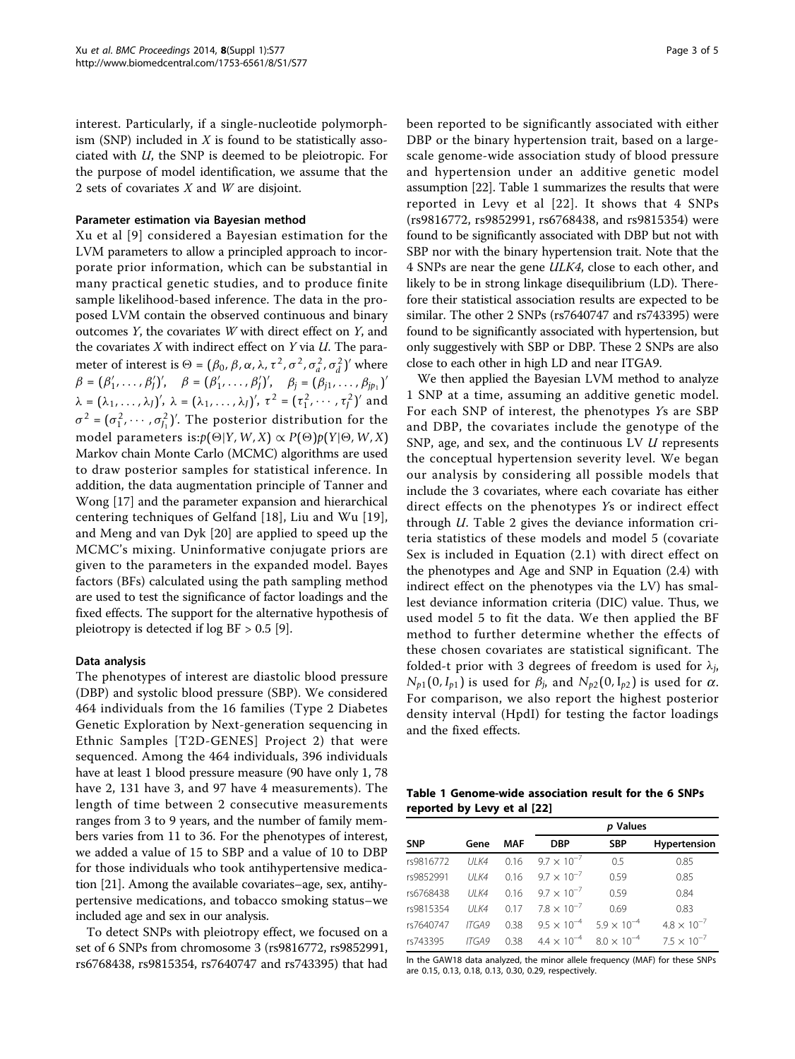interest. Particularly, if a single-nucleotide polymorphism (SNP) included in $X$ is found to be statistically associated with $U$, the SNP is deemed to be pleiotropic. For the purpose of model identification, we assume that the 2 sets of covariates $X$ and $W$ are disjoint.

#### Parameter estimation via Bayesian method

Xu et al [9] considered a Bayesian estimation for the LVM parameters to allow a principled approach to incorporate prior information, which can be substantial in many practical genetic studies, and to produce finite sample likelihood-based inference. The data in the proposed LVM contain the observed continuous and binary outcomes $Y$, the covariates $W$ with direct effect on $Y$, and the covariates $X$ with indirect effect on $Y$ via $U$. The parameter of interest is $\Theta = (\beta_0, \beta, \alpha, \lambda, \tau^2, \sigma^2, \sigma_a^2, \sigma_d^2)'$ where $\beta = (\beta_1', \ldots, \beta_J')'$, $\beta = (\beta_1', \ldots, \beta_J')'$, $\beta_j = (\beta_{j1}, \ldots, \beta_{jp_1})'$ $\lambda = (\lambda_1, \ldots, \lambda_J)'$, $\lambda = (\lambda_1, \ldots, \lambda_J)'$, $\tau^2 = (\tau_1^2, \cdots, \tau_J^2)'$ and $\sigma^2 = (\sigma_1^2, \cdots, \sigma_{J_1}^2)'$. The posterior distribution for the model parameters is:$p(\Theta|Y, W, X) \propto P(\Theta)p(Y|\Theta, W, X)$ Markov chain Monte Carlo (MCMC) algorithms are used to draw posterior samples for statistical inference. In addition, the data augmentation principle of Tanner and Wong [17] and the parameter expansion and hierarchical centering techniques of Gelfand [18], Liu and Wu [19], and Meng and van Dyk [20] are applied to speed up the MCMC's mixing. Uninformative conjugate priors are given to the parameters in the expanded model. Bayes factors (BFs) calculated using the path sampling method are used to test the significance of factor loadings and the fixed effects. The support for the alternative hypothesis of pleiotropy is detected if log BF > 0.5 [9].

#### Data analysis

The phenotypes of interest are diastolic blood pressure (DBP) and systolic blood pressure (SBP). We considered 464 individuals from the 16 families (Type 2 Diabetes Genetic Exploration by Next-generation sequencing in Ethnic Samples [T2D-GENES] Project 2) that were sequenced. Among the 464 individuals, 396 individuals have at least 1 blood pressure measure (90 have only 1, 78 have 2, 131 have 3, and 97 have 4 measurements). The length of time between 2 consecutive measurements ranges from 3 to 9 years, and the number of family members varies from 11 to 36. For the phenotypes of interest, we added a value of 15 to SBP and a value of 10 to DBP for those individuals who took antihypertensive medication [21]. Among the available covariates–age, sex, antihypertensive medications, and tobacco smoking status–we included age and sex in our analysis.

To detect SNPs with pleiotropy effect, we focused on a set of 6 SNPs from chromosome 3 (rs9816772, rs9852991, rs6768438, rs9815354, rs7640747 and rs743395) that had been reported to be significantly associated with either DBP or the binary hypertension trait, based on a large-scale genome-wide association study of blood pressure and hypertension under an additive genetic model assumption [22]. Table 1 summarizes the results that were reported in Levy et al [22]. It shows that 4 SNPs (rs9816772, rs9852991, rs6768438, and rs9815354) were found to be significantly associated with DBP but not with SBP nor with the binary hypertension trait. Note that the 4 SNPs are near the gene *ULK4*, close to each other, and likely to be in strong linkage disequilibrium (LD). Therefore their statistical association results are expected to be similar. The other 2 SNPs (rs7640747 and rs743395) were found to be significantly associated with hypertension, but only suggestively with SBP or DBP. These 2 SNPs are also close to each other in high LD and near ITGA9.

We then applied the Bayesian LVM method to analyze 1 SNP at a time, assuming an additive genetic model. For each SNP of interest, the phenotypes $Y$s are SBP and DBP, the covariates include the genotype of the SNP, age, and sex, and the continuous LV $U$ represents the conceptual hypertension severity level. We began our analysis by considering all possible models that include the 3 covariates, where each covariate has either direct effects on the phenotypes $Y$s or indirect effect through $U$. Table 2 gives the deviance information criteria statistics of these models and model 5 (covariate Sex is included in Equation (2.1) with direct effect on the phenotypes and Age and SNP in Equation (2.4) with indirect effect on the phenotypes via the LV) has smallest deviance information criteria (DIC) value. Thus, we used model 5 to fit the data. We then applied the BF method to further determine whether the effects of these chosen covariates are statistical significant. The folded-t prior with 3 degrees of freedom is used for $\lambda_j$, $N_{p1}(0, I_{p1})$ is used for $\beta_j$, and $N_{p2}(0, I_{p2})$ is used for $\alpha$. For comparison, we also report the highest posterior density interval (HpdI) for testing the factor loadings and the fixed effects.

**Table 1 Genome-wide association result for the 6 SNPs reported by Levy et al [22]**

| | | | *p* Values | | |
|---|---|---|---|---|---|
| **SNP** | **Gene** | **MAF** | **DBP** | **SBP** | **Hypertension** |
| rs9816772 | *ULK4* | 0.16 | $9.7 \times 10^{-7}$ | 0.5 | 0.85 |
| rs9852991 | *ULK4* | 0.16 | $9.7 \times 10^{-7}$ | 0.59 | 0.85 |
| rs6768438 | *ULK4* | 0.16 | $9.7 \times 10^{-7}$ | 0.59 | 0.84 |
| rs9815354 | *ULK4* | 0.17 | $7.8 \times 10^{-7}$ | 0.69 | 0.83 |
| rs7640747 | *ITGA9* | 0.38 | $9.5 \times 10^{-4}$ | $5.9 \times 10^{-4}$ | $4.8 \times 10^{-7}$ |
| rs743395 | *ITGA9* | 0.38 | $4.4 \times 10^{-4}$ | $8.0 \times 10^{-4}$ | $7.5 \times 10^{-7}$ |

In the GAW18 data analyzed, the minor allele frequency (MAF) for these SNPs are 0.15, 0.13, 0.18, 0.13, 0.30, 0.29, respectively.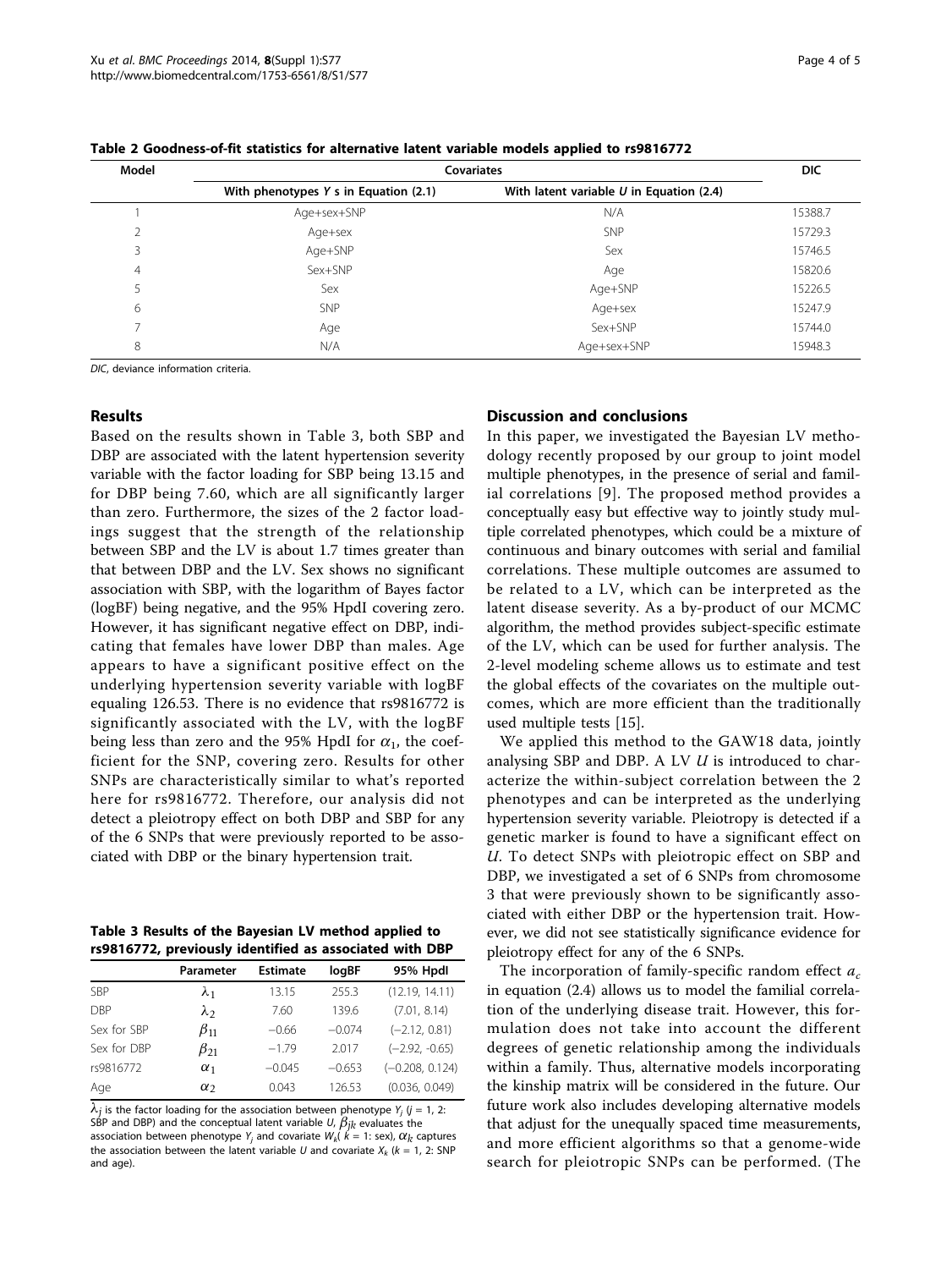**Table 2 Goodness-of-fit statistics for alternative latent variable models applied to rs9816772**

| Model | Covariates | | DIC |
|---|---|---|---|
| | With phenotypes $Y$ s in Equation (2.1) | With latent variable $U$ in Equation (2.4) | |
| 1 | Age+sex+SNP | N/A | 15388.7 |
| 2 | Age+sex | SNP | 15729.3 |
| 3 | Age+SNP | Sex | 15746.5 |
| 4 | Sex+SNP | Age | 15820.6 |
| 5 | Sex | Age+SNP | 15226.5 |
| 6 | SNP | Age+sex | 15247.9 |
| 7 | Age | Sex+SNP | 15744.0 |
| 8 | N/A | Age+sex+SNP | 15948.3 |

DIC, deviance information criteria.

## Results

Based on the results shown in Table 3, both SBP and DBP are associated with the latent hypertension severity variable with the factor loading for SBP being 13.15 and for DBP being 7.60, which are all significantly larger than zero. Furthermore, the sizes of the 2 factor loadings suggest that the strength of the relationship between SBP and the LV is about 1.7 times greater than that between DBP and the LV. Sex shows no significant association with SBP, with the logarithm of Bayes factor (logBF) being negative, and the 95% HpdI covering zero. However, it has significant negative effect on DBP, indicating that females have lower DBP than males. Age appears to have a significant positive effect on the underlying hypertension severity variable with logBF equaling 126.53. There is no evidence that rs9816772 is significantly associated with the LV, with the logBF being less than zero and the 95% HpdI for $\alpha_1$, the coefficient for the SNP, covering zero. Results for other SNPs are characteristically similar to what's reported here for rs9816772. Therefore, our analysis did not detect a pleiotropy effect on both DBP and SBP for any of the 6 SNPs that were previously reported to be associated with DBP or the binary hypertension trait.

**Table 3 Results of the Bayesian LV method applied to rs9816772, previously identified as associated with DBP**

| | Parameter | Estimate | logBF | 95% HpdI |
|---|---|---|---|---|
| SBP | $\lambda_1$ | 13.15 | 255.3 | (12.19, 14.11) |
| DBP | $\lambda_2$ | 7.60 | 139.6 | (7.01, 8.14) |
| Sex for SBP | $\beta_{11}$ | −0.66 | −0.074 | (−2.12, 0.81) |
| Sex for DBP | $\beta_{21}$ | −1.79 | 2.017 | (−2.92, -0.65) |
| rs9816772 | $\alpha_1$ | −0.045 | −0.653 | (−0.208, 0.124) |
| Age | $\alpha_2$ | 0.043 | 126.53 | (0.036, 0.049) |

$\lambda_j$ is the factor loading for the association between phenotype $Y_j$ ($j$ = 1, 2: SBP and DBP) and the conceptual latent variable $U$, $\beta_{jk}$ evaluates the association between phenotype $Y_j$ and covariate $W_k$ ($k$ = 1: sex), $\alpha_k$ captures the association between the latent variable $U$ and covariate $X_k$ ($k$ = 1, 2: SNP and age).

## Discussion and conclusions

In this paper, we investigated the Bayesian LV methodology recently proposed by our group to joint model multiple phenotypes, in the presence of serial and familial correlations [9]. The proposed method provides a conceptually easy but effective way to jointly study multiple correlated phenotypes, which could be a mixture of continuous and binary outcomes with serial and familial correlations. These multiple outcomes are assumed to be related to a LV, which can be interpreted as the latent disease severity. As a by-product of our MCMC algorithm, the method provides subject-specific estimate of the LV, which can be used for further analysis. The 2-level modeling scheme allows us to estimate and test the global effects of the covariates on the multiple outcomes, which are more efficient than the traditionally used multiple tests [15].

We applied this method to the GAW18 data, jointly analysing SBP and DBP. A LV $U$ is introduced to characterize the within-subject correlation between the 2 phenotypes and can be interpreted as the underlying hypertension severity variable. Pleiotropy is detected if a genetic marker is found to have a significant effect on $U$. To detect SNPs with pleiotropic effect on SBP and DBP, we investigated a set of 6 SNPs from chromosome 3 that were previously shown to be significantly associated with either DBP or the hypertension trait. However, we did not see statistically significance evidence for pleiotropy effect for any of the 6 SNPs.

The incorporation of family-specific random effect $a_c$ in equation (2.4) allows us to model the familial correlation of the underlying disease trait. However, this formulation does not take into account the different degrees of genetic relationship among the individuals within a family. Thus, alternative models incorporating the kinship matrix will be considered in the future. Our future work also includes developing alternative models that adjust for the unequally spaced time measurements, and more efficient algorithms so that a genome-wide search for pleiotropic SNPs can be performed. (The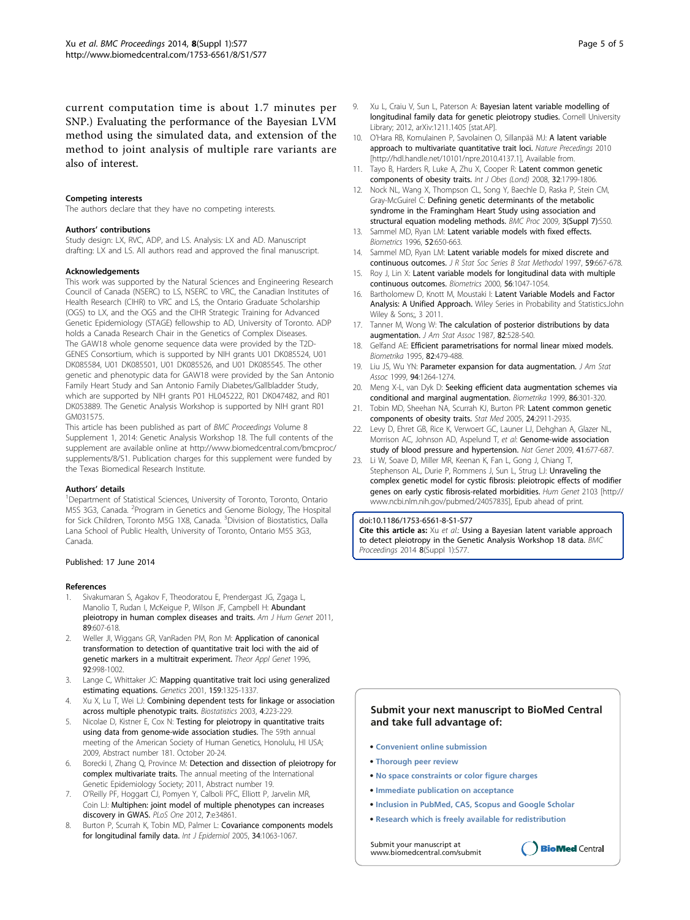current computation time is about 1.7 minutes per SNP.) Evaluating the performance of the Bayesian LVM method using the simulated data, and extension of the method to joint analysis of multiple rare variants are also of interest.

#### Competing interests

The authors declare that they have no competing interests.

#### Authors' contributions

Study design: LX, RVC, ADP, and LS. Analysis: LX and AD. Manuscript drafting: LX and LS. All authors read and approved the final manuscript.

#### Acknowledgements

This work was supported by the Natural Sciences and Engineering Research Council of Canada (NSERC) to LS, NSERC to VRC, the Canadian Institutes of Health Research (CIHR) to VRC and LS, the Ontario Graduate Scholarship (OGS) to LX, and the OGS and the CIHR Strategic Training for Advanced Genetic Epidemiology (STAGE) fellowship to AD, University of Toronto. ADP holds a Canada Research Chair in the Genetics of Complex Diseases. The GAW18 whole genome sequence data were provided by the T2D-GENES Consortium, which is supported by NIH grants U01 DK085524, U01 DK085584, U01 DK085501, U01 DK085526, and U01 DK085545. The other genetic and phenotypic data for GAW18 were provided by the San Antonio Family Heart Study and San Antonio Family Diabetes/Gallbladder Study, which are supported by NIH grants P01 HL045222, R01 DK047482, and R01 DK053889. The Genetic Analysis Workshop is supported by NIH grant R01 GM031575.

This article has been published as part of *BMC Proceedings* Volume 8 Supplement 1, 2014: Genetic Analysis Workshop 18. The full contents of the supplement are available online at http://www.biomedcentral.com/bmcproc/supplements/8/S1. Publication charges for this supplement were funded by the Texas Biomedical Research Institute.

#### Authors' details

[1]Department of Statistical Sciences, University of Toronto, Toronto, Ontario M5S 3G3, Canada. [2]Program in Genetics and Genome Biology, The Hospital for Sick Children, Toronto M5G 1X8, Canada. [3]Division of Biostatistics, Dalla Lana School of Public Health, University of Toronto, Ontario M5S 3G3, Canada.

Published: 17 June 2014

#### References

1. Sivakumaran S, Agakov F, Theodoratou E, Prendergast JG, Zgaga L, Manolio T, Rudan I, McKeigue P, Wilson JF, Campbell H: **Abundant pleiotropy in human complex diseases and traits.** *Am J Hum Genet* 2011, **89**:607-618.
2. Weller JI, Wiggans GR, VanRaden PM, Ron M: **Application of canonical transformation to detection of quantitative trait loci with the aid of genetic markers in a multitrait experiment.** *Theor Appl Genet* 1996, **92**:998-1002.
3. Lange C, Whittaker JC: **Mapping quantitative trait loci using generalized estimating equations.** *Genetics* 2001, **159**:1325-1337.
4. Xu X, Lu T, Wei LJ: **Combining dependent tests for linkage or association across multiple phenotypic traits.** *Biostatistics* 2003, **4**:223-229.
5. Nicolae D, Kistner E, Cox N: **Testing for pleiotropy in quantitative traits using data from genome-wide association studies.** The 59th annual meeting of the American Society of Human Genetics, Honolulu, HI USA; 2009, Abstract number 181. October 20-24.
6. Borecki I, Zhang Q, Province M: **Detection and dissection of pleiotropy for complex multivariate traits.** The annual meeting of the International Genetic Epidemiology Society; 2011, Abstract number 19.
7. O'Reilly PF, Hoggart CJ, Pomyen Y, Calboli FFC, Elliott P, Jarvelin MR, Coin LJ: **Multiphen: joint model of multiple phenotypes can increases discovery in GWAS.** *PLoS One* 2012, **7**:e34861.
8. Burton P, Scurrah K, Tobin MD, Palmer L: **Covariance components models for longitudinal family data.** *Int J Epidemiol* 2005, **34**:1063-1067.
9. Xu L, Craiu V, Sun L, Paterson A: **Bayesian latent variable modelling of longitudinal family data for genetic pleiotropy studies.** Cornell University Library; 2012, arXiv:1211.1405 [stat.AP].
10. O'Hara RB, Komulainen P, Savolainen O, Sillanpää MJ: **A latent variable approach to multivariate quantitative trait loci.** *Nature Precedings* 2010 [http://hdl.handle.net/10101/npre.2010.4137.1], Available from.
11. Tayo B, Harders R, Luke A, Zhu X, Cooper R: **Latent common genetic components of obesity traits.** *Int J Obes (Lond)* 2008, **32**:1799-1806.
12. Nock NL, Wang X, Thompson CL, Song Y, Baechle D, Raska P, Stein CM, Gray-McGuirel C: **Defining genetic determinants of the metabolic syndrome in the Framingham Heart Study using association and structural equation modeling methods.** *BMC Proc* 2009, **3(Suppl 7)**:S50.
13. Sammel MD, Ryan LM: **Latent variable models with fixed effects.** *Biometrics* 1996, **52**:650-663.
14. Sammel MD, Ryan LM: **Latent variable models for mixed discrete and continuous outcomes.** *J R Stat Soc Series B Stat Methodol* 1997, **59**:667-678.
15. Roy J, Lin X: **Latent variable models for longitudinal data with multiple continuous outcomes.** *Biometrics* 2000, **56**:1047-1054.
16. Bartholomew D, Knott M, Moustaki I: **Latent Variable Models and Factor Analysis: A Unified Approach.** Wiley Series in Probability and Statistics.John Wiley & Sons;, 3 2011.
17. Tanner M, Wong W: **The calculation of posterior distributions by data augmentation.** *J Am Stat Assoc* 1987, **82**:528-540.
18. Gelfand AE: **Efficient parametrisations for normal linear mixed models.** *Biometrika* 1995, **82**:479-488.
19. Liu JS, Wu YN: **Parameter expansion for data augmentation.** *J Am Stat Assoc* 1999, **94**:1264-1274.
20. Meng X-L, van Dyk D: **Seeking efficient data augmentation schemes via conditional and marginal augmentation.** *Biometrika* 1999, **86**:301-320.
21. Tobin MD, Sheehan NA, Scurrah KJ, Burton PR: **Latent common genetic components of obesity traits.** *Stat Med* 2005, **24**:2911-2935.
22. Levy D, Ehret GB, Rice K, Verwoert GC, Launer LJ, Dehghan A, Glazer NL, Morrison AC, Johnson AD, Aspelund T, *et al*: **Genome-wide association study of blood pressure and hypertension.** *Nat Genet* 2009, **41**:677-687.
23. Li W, Soave D, Miller MR, Keenan K, Fan L, Gong J, Chiang T, Stephenson AL, Durie P, Rommens J, Sun L, Strug LJ: **Unraveling the complex genetic model for cystic fibrosis: pleiotropic effects of modifier genes on early cystic fibrosis-related morbidities.** *Hum Genet* 2103 [http://www.ncbi.nlm.nih.gov/pubmed/24057835], Epub ahead of print.

doi:10.1186/1753-6561-8-S1-S77

**Cite this article as:** Xu *et al.*: Using a Bayesian latent variable approach to detect pleiotropy in the Genetic Analysis Workshop 18 data. *BMC Proceedings* 2014 **8**(Suppl 1):S77.

**Submit your next manuscript to BioMed Central and take full advantage of:**

- Convenient online submission
- Thorough peer review
- No space constraints or color figure charges
- Immediate publication on acceptance
- Inclusion in PubMed, CAS, Scopus and Google Scholar
- Research which is freely available for redistribution

Submit your manuscript at www.biomedcentral.com/submit

BioMed Central